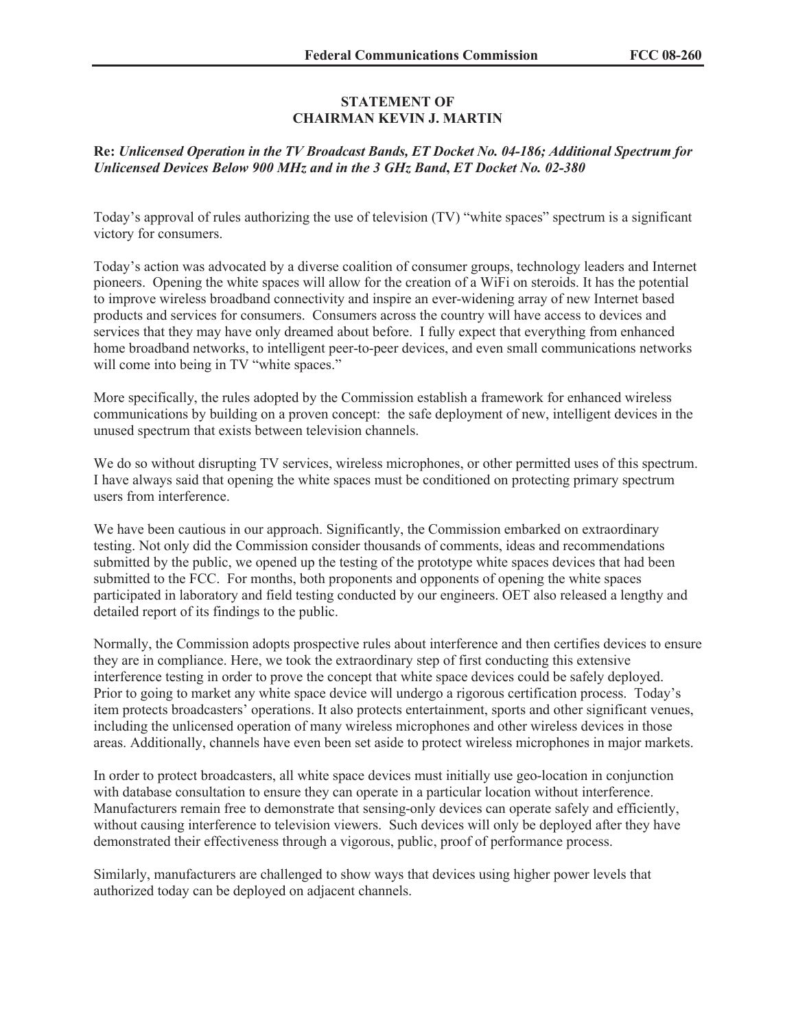## STATEMENT OF CHAIRMAN KEVIN J. MARTIN

**Re:** ***Unlicensed Operation in the TV Broadcast Bands, ET Docket No. 04-186; Additional Spectrum for Unlicensed Devices Below 900 MHz and in the 3 GHz Band, ET Docket No. 02-380***

Today's approval of rules authorizing the use of television (TV) "white spaces" spectrum is a significant victory for consumers.

Today's action was advocated by a diverse coalition of consumer groups, technology leaders and Internet pioneers. Opening the white spaces will allow for the creation of a WiFi on steroids. It has the potential to improve wireless broadband connectivity and inspire an ever-widening array of new Internet based products and services for consumers. Consumers across the country will have access to devices and services that they may have only dreamed about before. I fully expect that everything from enhanced home broadband networks, to intelligent peer-to-peer devices, and even small communications networks will come into being in TV "white spaces."

More specifically, the rules adopted by the Commission establish a framework for enhanced wireless communications by building on a proven concept: the safe deployment of new, intelligent devices in the unused spectrum that exists between television channels.

We do so without disrupting TV services, wireless microphones, or other permitted uses of this spectrum. I have always said that opening the white spaces must be conditioned on protecting primary spectrum users from interference.

We have been cautious in our approach. Significantly, the Commission embarked on extraordinary testing. Not only did the Commission consider thousands of comments, ideas and recommendations submitted by the public, we opened up the testing of the prototype white spaces devices that had been submitted to the FCC. For months, both proponents and opponents of opening the white spaces participated in laboratory and field testing conducted by our engineers. OET also released a lengthy and detailed report of its findings to the public.

Normally, the Commission adopts prospective rules about interference and then certifies devices to ensure they are in compliance. Here, we took the extraordinary step of first conducting this extensive interference testing in order to prove the concept that white space devices could be safely deployed. Prior to going to market any white space device will undergo a rigorous certification process. Today's item protects broadcasters' operations. It also protects entertainment, sports and other significant venues, including the unlicensed operation of many wireless microphones and other wireless devices in those areas. Additionally, channels have even been set aside to protect wireless microphones in major markets.

In order to protect broadcasters, all white space devices must initially use geo-location in conjunction with database consultation to ensure they can operate in a particular location without interference. Manufacturers remain free to demonstrate that sensing-only devices can operate safely and efficiently, without causing interference to television viewers. Such devices will only be deployed after they have demonstrated their effectiveness through a vigorous, public, proof of performance process.

Similarly, manufacturers are challenged to show ways that devices using higher power levels that authorized today can be deployed on adjacent channels.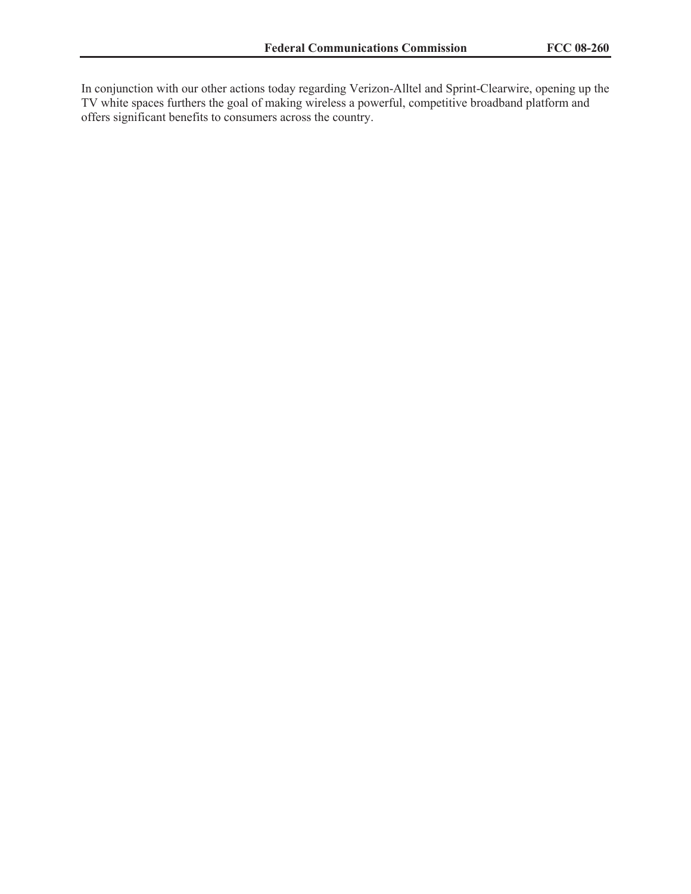In conjunction with our other actions today regarding Verizon-Alltel and Sprint-Clearwire, opening up the TV white spaces furthers the goal of making wireless a powerful, competitive broadband platform and offers significant benefits to consumers across the country.